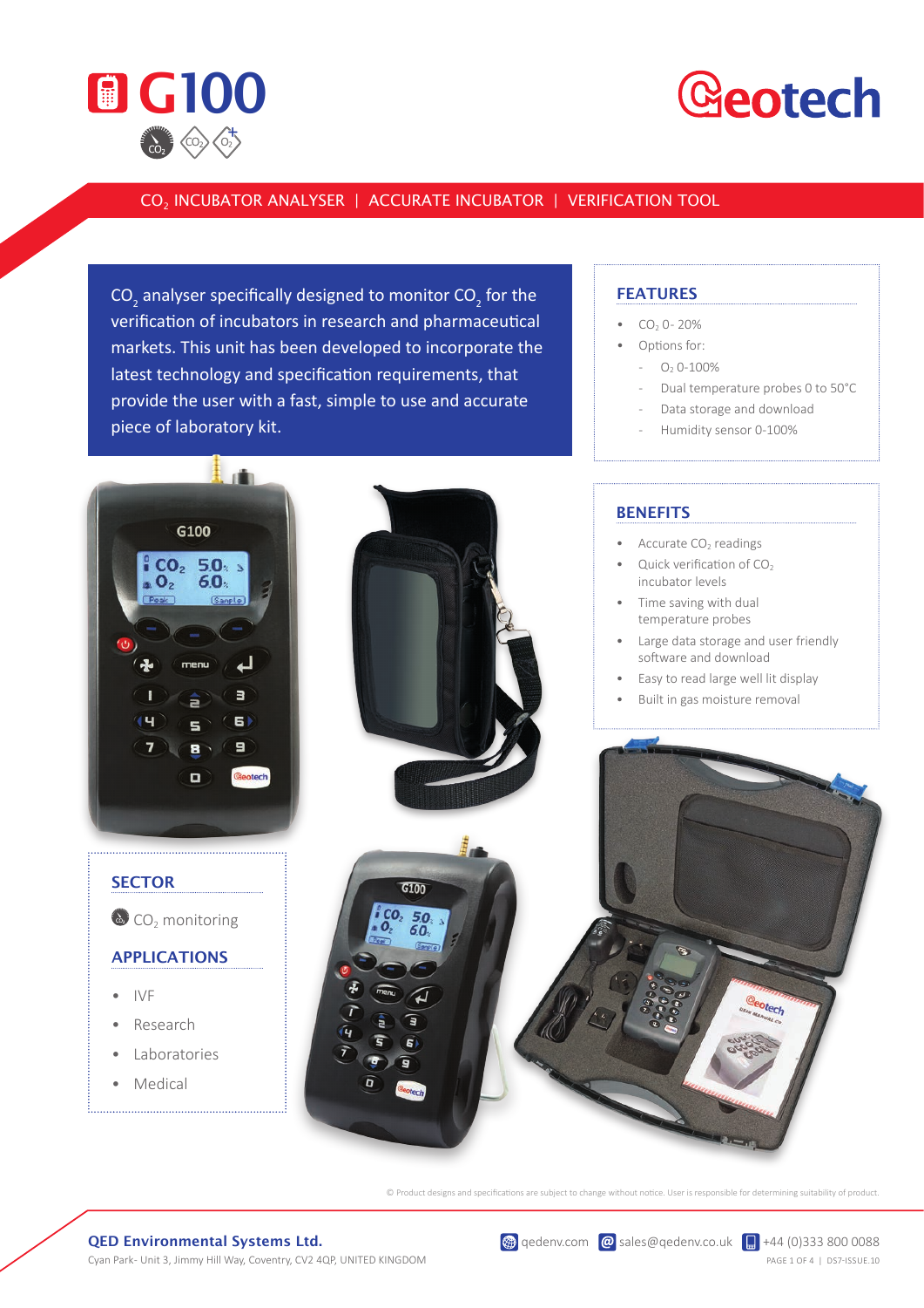# G100

Geotech

$CO_2$ INCUBATOR ANALYSER | ACCURATE INCUBATOR | VERIFICATION TOOL

$CO_2$ analyser specifically designed to monitor $CO_2$ for the verification of incubators in research and pharmaceutical markets. This unit has been developed to incorporate the latest technology and specification requirements, that provide the user with a fast, simple to use and accurate piece of laboratory kit.

## FEATURES

- $CO_2$ 0- 20%
- Options for:
  - $O_2$ 0-100%
  - Dual temperature probes 0 to 50°C
  - Data storage and download
  - Humidity sensor 0-100%

## BENEFITS

- Accurate $CO_2$ readings
- Quick verification of $CO_2$ incubator levels
- Time saving with dual temperature probes
- Large data storage and user friendly software and download
- Easy to read large well lit display
- Built in gas moisture removal

## SECTOR

$CO_2$ monitoring

## APPLICATIONS

- IVF
- Research
- Laboratories
- Medical

© Product designs and specifications are subject to change without notice. User is responsible for determining suitability of product.

**QED Environmental Systems Ltd.**
Cyan Park- Unit 3, Jimmy Hill Way, Coventry, CV2 4QP, UNITED KINGDOM

qedenv.com | sales@qedenv.co.uk | +44 (0)333 800 0088

DS7-ISSUE.10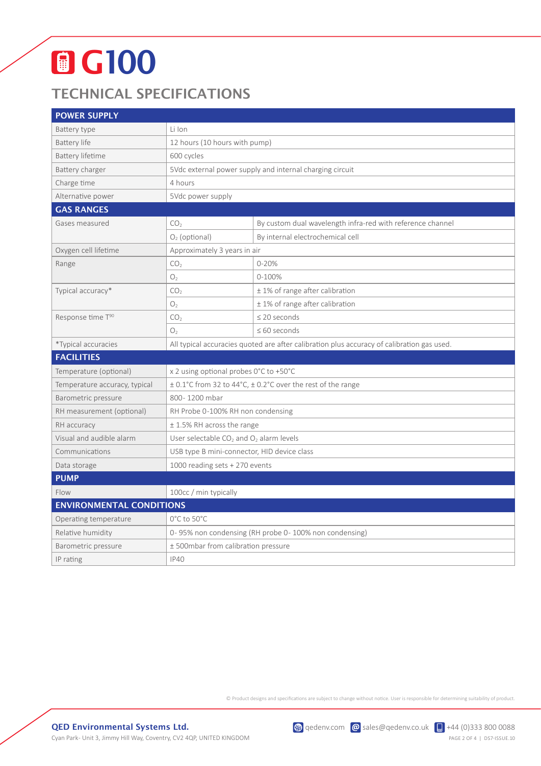# G100

## TECHNICAL SPECIFICATIONS

| POWER SUPPLY | | |
|---|---|---|
| Battery type | Li Ion | |
| Battery life | 12 hours (10 hours with pump) | |
| Battery lifetime | 600 cycles | |
| Battery charger | 5Vdc external power supply and internal charging circuit | |
| Charge time | 4 hours | |
| Alternative power | 5Vdc power supply | |
| **GAS RANGES** | | |
| Gases measured | $CO_2$ | By custom dual wavelength infra-red with reference channel |
| | $O_2$ (optional) | By internal electrochemical cell |
| Oxygen cell lifetime | Approximately 3 years in air | |
| Range | $CO_2$ | 0-20% |
| | $O_2$ | 0-100% |
| Typical accuracy* | $CO_2$ | ± 1% of range after calibration |
| | $O_2$ | ± 1% of range after calibration |
| Response time $T^{90}$ | $CO_2$ | ≤ 20 seconds |
| | $O_2$ | ≤ 60 seconds |
| *Typical accuracies | All typical accuracies quoted are after calibration plus accuracy of calibration gas used. | |
| **FACILITIES** | | |
| Temperature (optional) | x 2 using optional probes 0°C to +50°C | |
| Temperature accuracy, typical | ± 0.1°C from 32 to 44°C, ± 0.2°C over the rest of the range | |
| Barometric pressure | 800- 1200 mbar | |
| RH measurement (optional) | RH Probe 0-100% RH non condensing | |
| RH accuracy | ± 1.5% RH across the range | |
| Visual and audible alarm | User selectable $CO_2$ and $O_2$ alarm levels | |
| Communications | USB type B mini-connector, HID device class | |
| Data storage | 1000 reading sets + 270 events | |
| **PUMP** | | |
| Flow | 100cc / min typically | |
| **ENVIRONMENTAL CONDITIONS** | | |
| Operating temperature | 0°C to 50°C | |
| Relative humidity | 0- 95% non condensing (RH probe 0- 100% non condensing) | |
| Barometric pressure | ± 500mbar from calibration pressure | |
| IP rating | IP40 | |

© Product designs and specifications are subject to change without notice. User is responsible for determining suitability of product.

**QED Environmental Systems Ltd.**
Cyan Park- Unit 3, Jimmy Hill Way, Coventry, CV2 4QP, UNITED KINGDOM

qedenv.com | sales@qedenv.co.uk | +44 (0)333 800 0088

DS7-ISSUE.10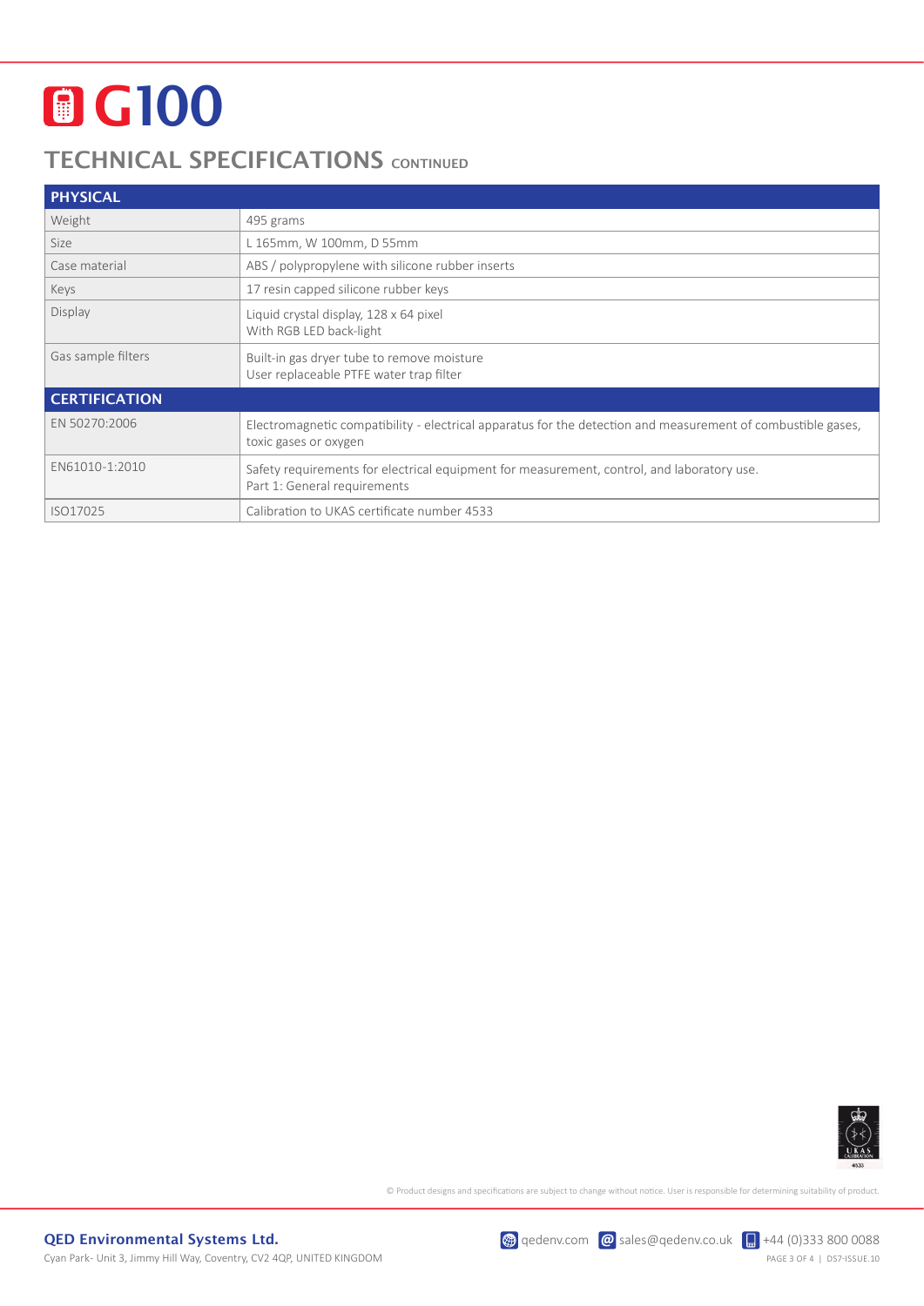# G100

## TECHNICAL SPECIFICATIONS CONTINUED

| PHYSICAL | |
|---|---|
| Weight | 495 grams |
| Size | L 165mm, W 100mm, D 55mm |
| Case material | ABS / polypropylene with silicone rubber inserts |
| Keys | 17 resin capped silicone rubber keys |
| Display | Liquid crystal display, 128 x 64 pixel<br>With RGB LED back-light |
| Gas sample filters | Built-in gas dryer tube to remove moisture<br>User replaceable PTFE water trap filter |
| **CERTIFICATION** | |
| EN 50270:2006 | Electromagnetic compatibility - electrical apparatus for the detection and measurement of combustible gases, toxic gases or oxygen |
| EN61010-1:2010 | Safety requirements for electrical equipment for measurement, control, and laboratory use.<br>Part 1: General requirements |
| ISO17025 | Calibration to UKAS certificate number 4533 |

© Product designs and specifications are subject to change without notice. User is responsible for determining suitability of product.

**QED Environmental Systems Ltd.**
Cyan Park- Unit 3, Jimmy Hill Way, Coventry, CV2 4QP, UNITED KINGDOM

qedenv.com | sales@qedenv.co.uk | +44 (0)333 800 0088

DS7-ISSUE.10